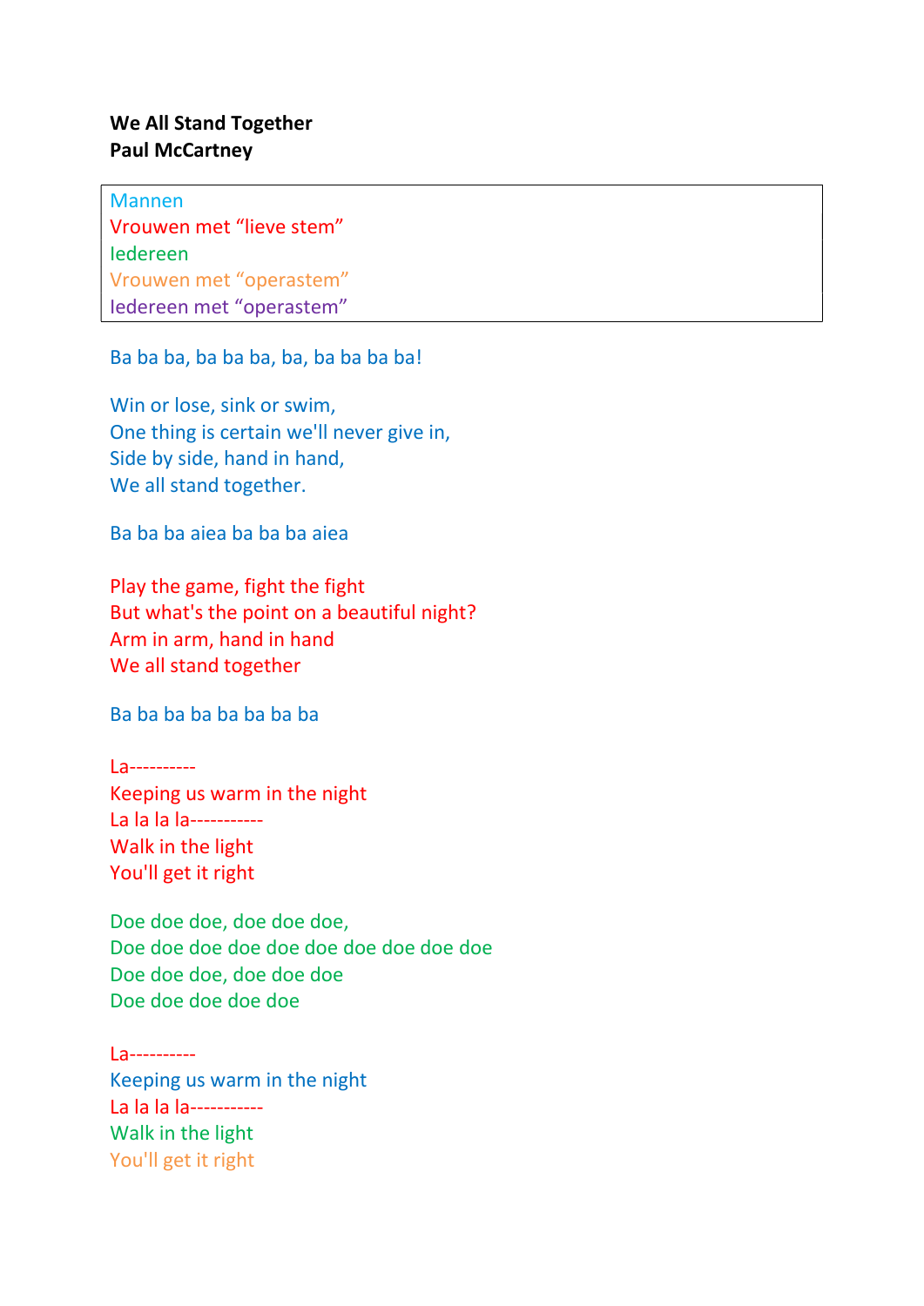**We All Stand Together**
**Paul McCartney**

| |
|---|
| Mannen |
| Vrouwen met “lieve stem” |
| Iedereen |
| Vrouwen met “operastem” |
| Iedereen met “operastem” |

Ba ba ba, ba ba ba, ba, ba ba ba ba!

Win or lose, sink or swim,
One thing is certain we'll never give in,
Side by side, hand in hand,
We all stand together.

Ba ba ba aiea ba ba ba aiea

Play the game, fight the fight
But what's the point on a beautiful night?
Arm in arm, hand in hand
We all stand together

Ba ba ba ba ba ba ba ba

La----------
Keeping us warm in the night
La la la la-----------
Walk in the light
You'll get it right

Doe doe doe, doe doe doe,
Doe doe doe doe doe doe doe doe doe doe
Doe doe doe, doe doe doe
Doe doe doe doe doe

La----------
Keeping us warm in the night
La la la la-----------
Walk in the light
You'll get it right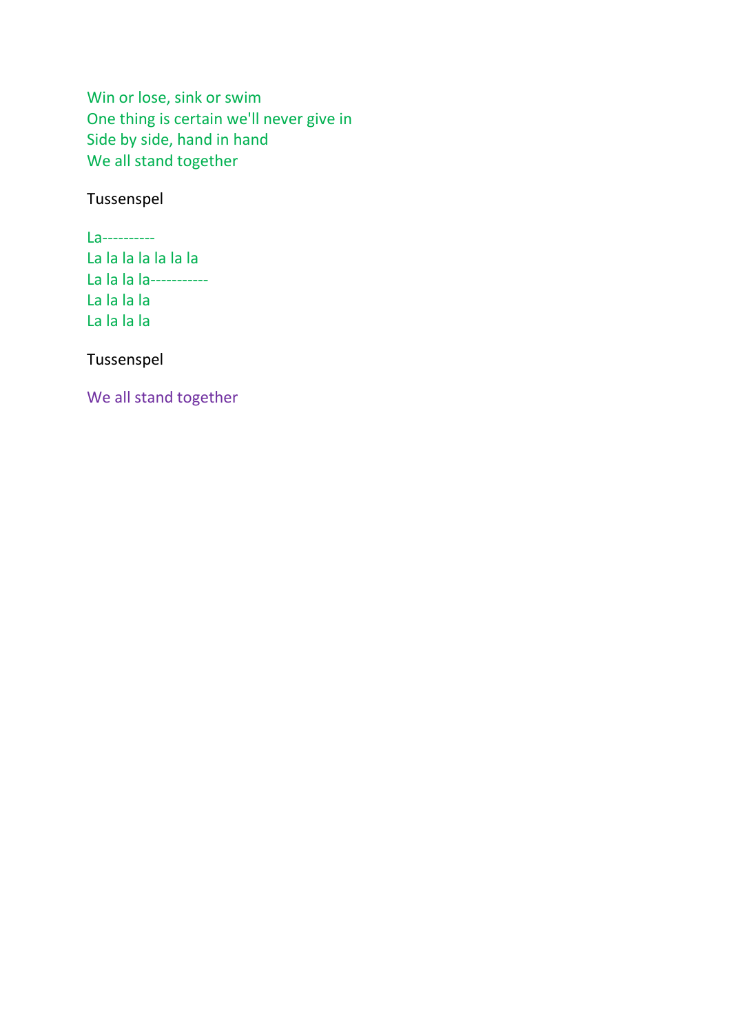Win or lose, sink or swim
One thing is certain we'll never give in
Side by side, hand in hand
We all stand together

Tussenspel

La----------
La la la la la la la
La la la la-----------
La la la la
La la la la

Tussenspel

We all stand together